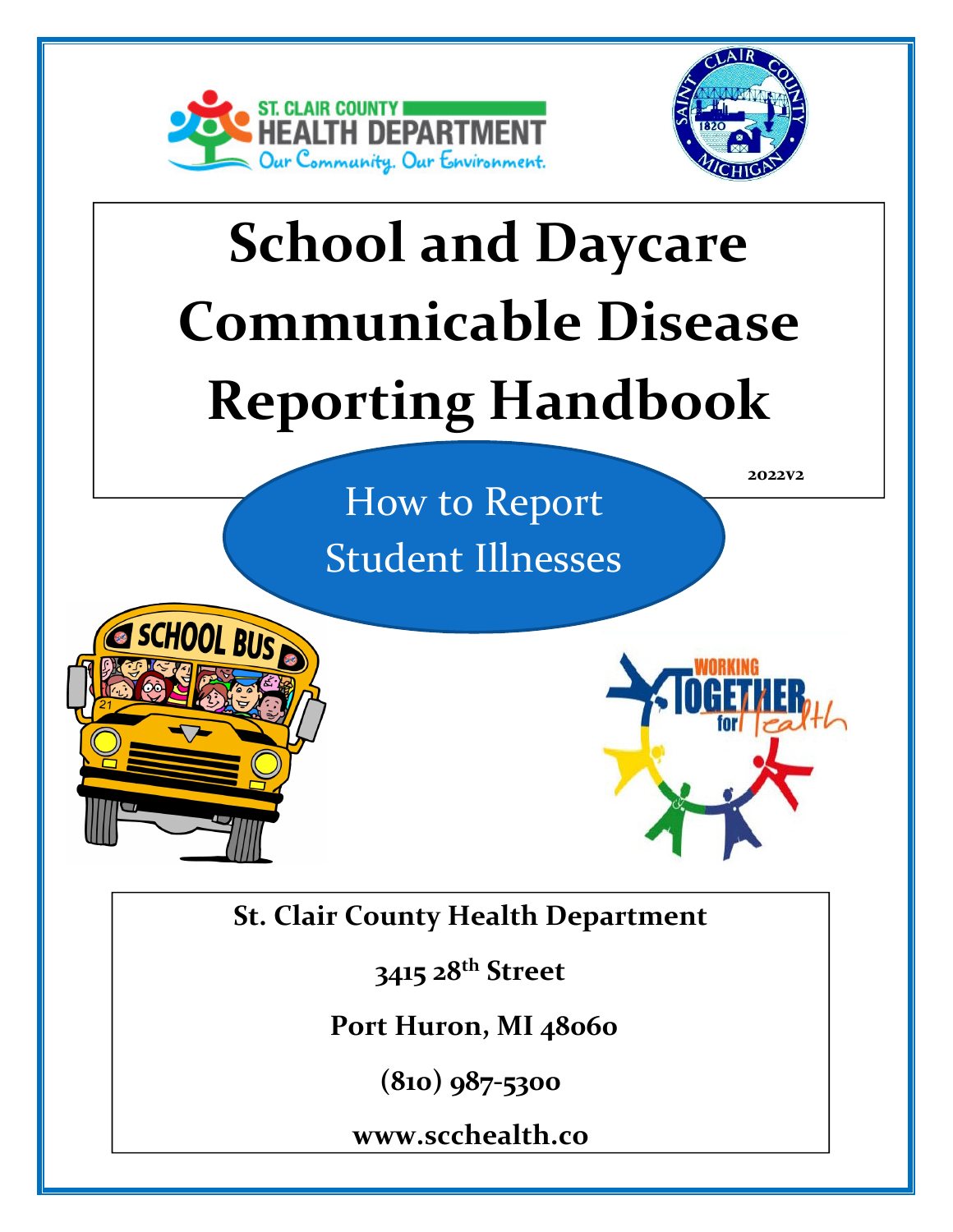# School and Daycare Communicable Disease Reporting Handbook

2022v2

## How to Report Student Illnesses

**St. Clair County Health Department**

**3415 28th Street**

**Port Huron, MI 48060**

**(810) 987-5300**

**www.scchealth.co**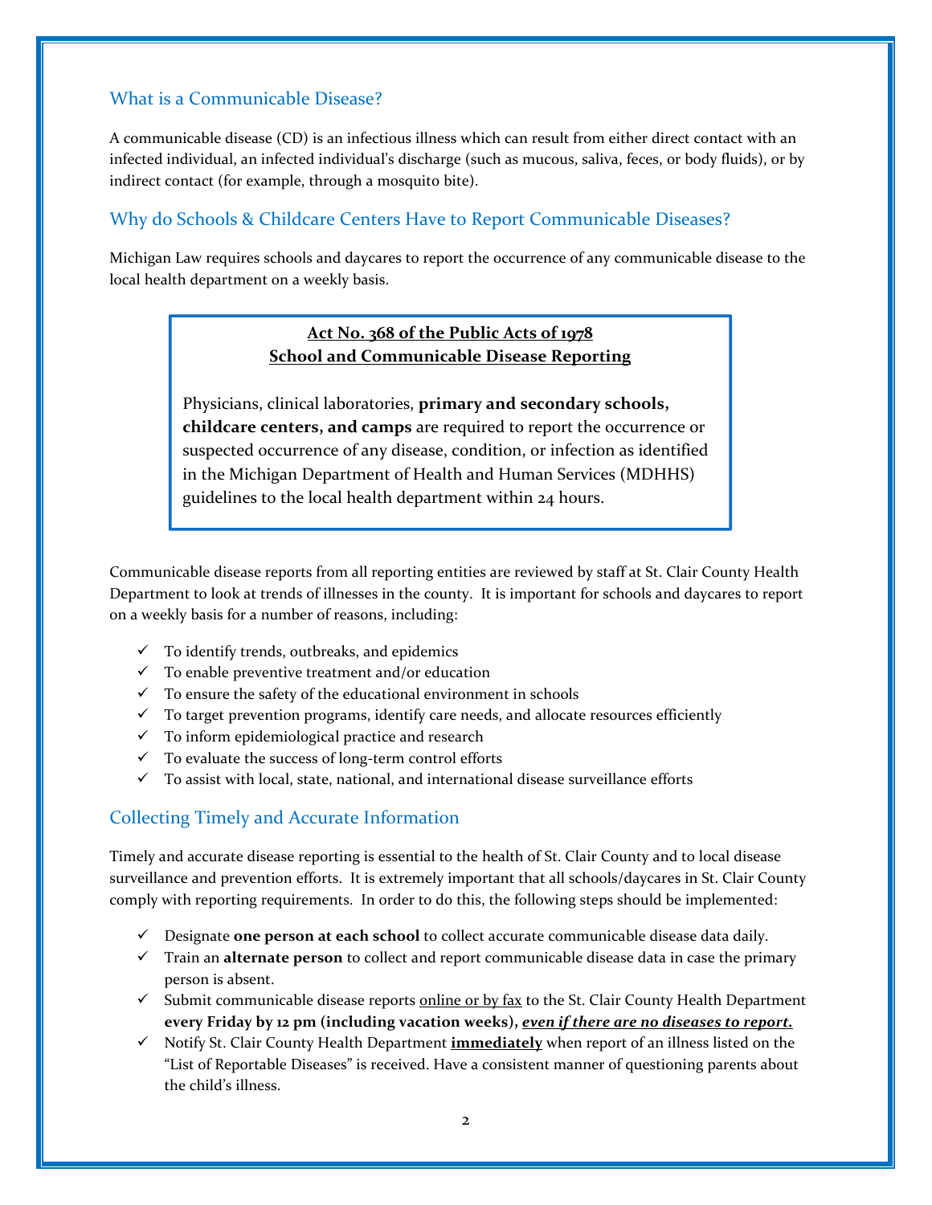## What is a Communicable Disease?

A communicable disease (CD) is an infectious illness which can result from either direct contact with an infected individual, an infected individual's discharge (such as mucous, saliva, feces, or body fluids), or by indirect contact (for example, through a mosquito bite).

## Why do Schools & Childcare Centers Have to Report Communicable Diseases?

Michigan Law requires schools and daycares to report the occurrence of any communicable disease to the local health department on a weekly basis.

> **Act No. 368 of the Public Acts of 1978**
> **School and Communicable Disease Reporting**
>
> Physicians, clinical laboratories, **primary and secondary schools, childcare centers, and camps** are required to report the occurrence or suspected occurrence of any disease, condition, or infection as identified in the Michigan Department of Health and Human Services (MDHHS) guidelines to the local health department within 24 hours.

Communicable disease reports from all reporting entities are reviewed by staff at St. Clair County Health Department to look at trends of illnesses in the county. It is important for schools and daycares to report on a weekly basis for a number of reasons, including:

- ✓ To identify trends, outbreaks, and epidemics
- ✓ To enable preventive treatment and/or education
- ✓ To ensure the safety of the educational environment in schools
- ✓ To target prevention programs, identify care needs, and allocate resources efficiently
- ✓ To inform epidemiological practice and research
- ✓ To evaluate the success of long-term control efforts
- ✓ To assist with local, state, national, and international disease surveillance efforts

## Collecting Timely and Accurate Information

Timely and accurate disease reporting is essential to the health of St. Clair County and to local disease surveillance and prevention efforts. It is extremely important that all schools/daycares in St. Clair County comply with reporting requirements. In order to do this, the following steps should be implemented:

- ✓ Designate **one person at each school** to collect accurate communicable disease data daily.
- ✓ Train an **alternate person** to collect and report communicable disease data in case the primary person is absent.
- ✓ Submit communicable disease reports <u>online or by fax</u> to the St. Clair County Health Department **every Friday by 12 pm (including vacation weeks),** ***<u>even if there are no diseases to report.</u>***
- ✓ Notify St. Clair County Health Department **<u>immediately</u>** when report of an illness listed on the "List of Reportable Diseases" is received. Have a consistent manner of questioning parents about the child's illness.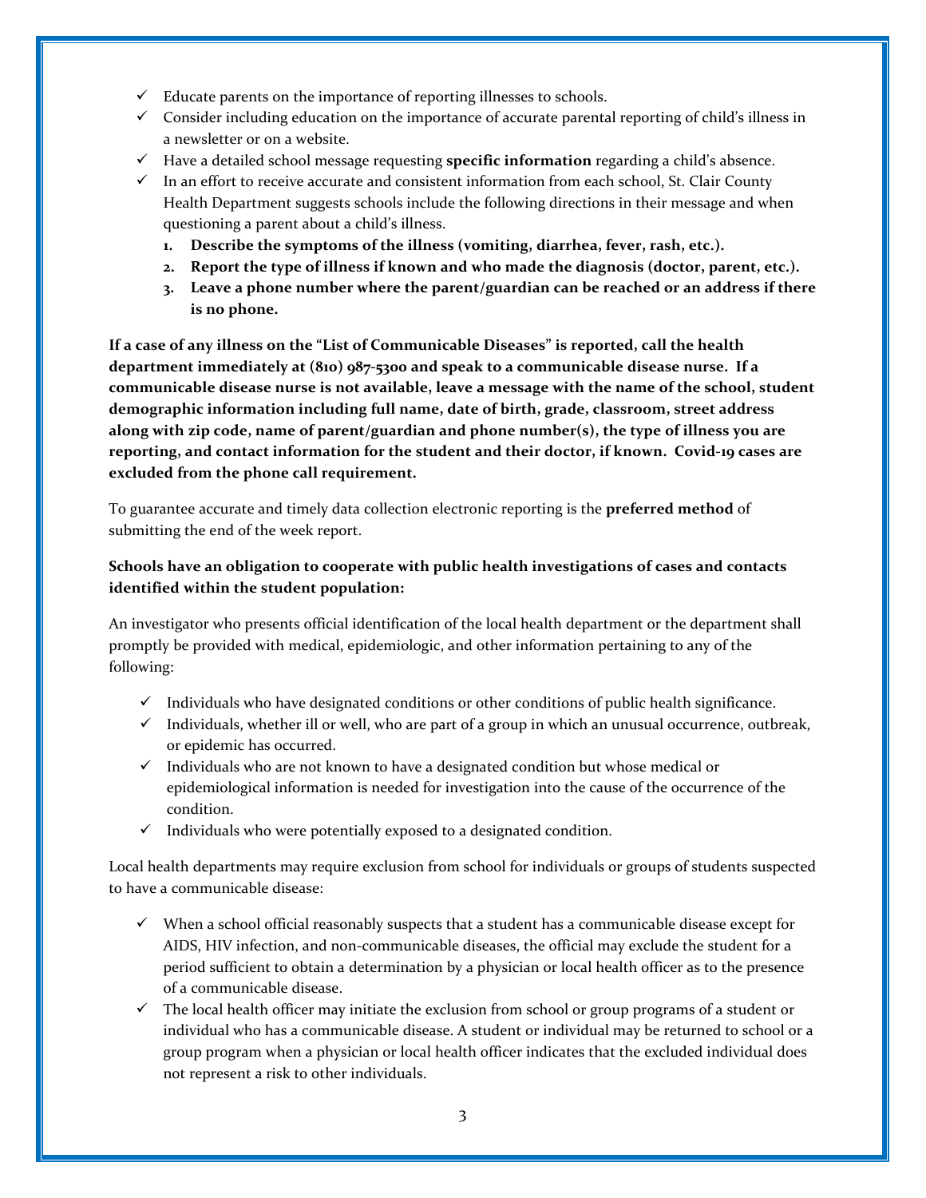- ✓ Educate parents on the importance of reporting illnesses to schools.
- ✓ Consider including education on the importance of accurate parental reporting of child's illness in a newsletter or on a website.
- ✓ Have a detailed school message requesting **specific information** regarding a child's absence.
- ✓ In an effort to receive accurate and consistent information from each school, St. Clair County Health Department suggests schools include the following directions in their message and when questioning a parent about a child's illness.
    1. **Describe the symptoms of the illness (vomiting, diarrhea, fever, rash, etc.).**
    2. **Report the type of illness if known and who made the diagnosis (doctor, parent, etc.).**
    3. **Leave a phone number where the parent/guardian can be reached or an address if there is no phone.**

**If a case of any illness on the "List of Communicable Diseases" is reported, call the health department immediately at (810) 987-5300 and speak to a communicable disease nurse. If a communicable disease nurse is not available, leave a message with the name of the school, student demographic information including full name, date of birth, grade, classroom, street address along with zip code, name of parent/guardian and phone number(s), the type of illness you are reporting, and contact information for the student and their doctor, if known. Covid-19 cases are excluded from the phone call requirement.**

To guarantee accurate and timely data collection electronic reporting is the **preferred method** of submitting the end of the week report.

**Schools have an obligation to cooperate with public health investigations of cases and contacts identified within the student population:**

An investigator who presents official identification of the local health department or the department shall promptly be provided with medical, epidemiologic, and other information pertaining to any of the following:

- ✓ Individuals who have designated conditions or other conditions of public health significance.
- ✓ Individuals, whether ill or well, who are part of a group in which an unusual occurrence, outbreak, or epidemic has occurred.
- ✓ Individuals who are not known to have a designated condition but whose medical or epidemiological information is needed for investigation into the cause of the occurrence of the condition.
- ✓ Individuals who were potentially exposed to a designated condition.

Local health departments may require exclusion from school for individuals or groups of students suspected to have a communicable disease:

- ✓ When a school official reasonably suspects that a student has a communicable disease except for AIDS, HIV infection, and non-communicable diseases, the official may exclude the student for a period sufficient to obtain a determination by a physician or local health officer as to the presence of a communicable disease.
- ✓ The local health officer may initiate the exclusion from school or group programs of a student or individual who has a communicable disease. A student or individual may be returned to school or a group program when a physician or local health officer indicates that the excluded individual does not represent a risk to other individuals.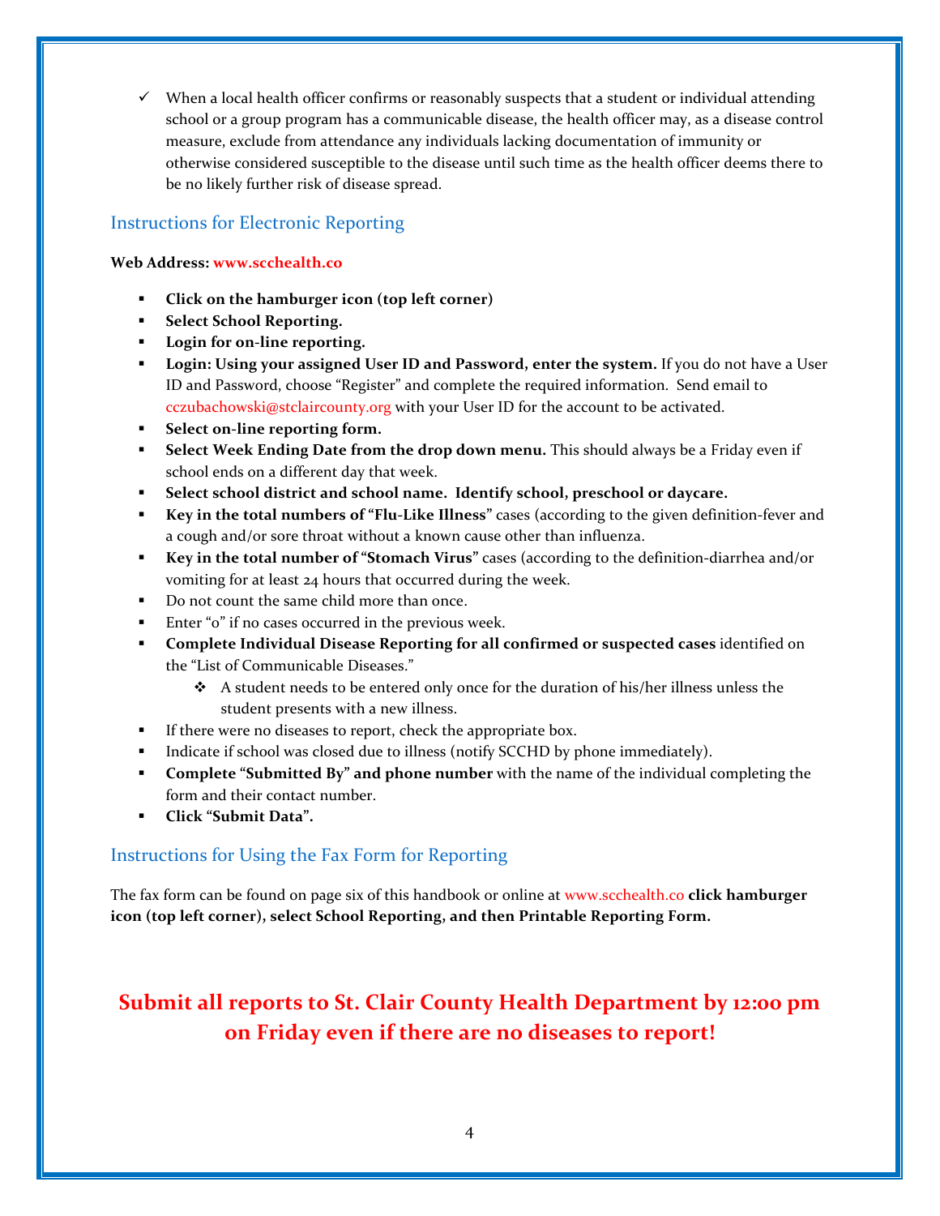- ✓ When a local health officer confirms or reasonably suspects that a student or individual attending school or a group program has a communicable disease, the health officer may, as a disease control measure, exclude from attendance any individuals lacking documentation of immunity or otherwise considered susceptible to the disease until such time as the health officer deems there to be no likely further risk of disease spread.

## Instructions for Electronic Reporting

**Web Address: www.scchealth.co**

- **Click on the hamburger icon (top left corner)**
- **Select School Reporting.**
- **Login for on-line reporting.**
- **Login: Using your assigned User ID and Password, enter the system.** If you do not have a User ID and Password, choose "Register" and complete the required information. Send email to cczubachowski@stclaircounty.org with your User ID for the account to be activated.
- **Select on-line reporting form.**
- **Select Week Ending Date from the drop down menu.** This should always be a Friday even if school ends on a different day that week.
- **Select school district and school name. Identify school, preschool or daycare.**
- **Key in the total numbers of "Flu-Like Illness"** cases (according to the given definition-fever and a cough and/or sore throat without a known cause other than influenza.
- **Key in the total number of "Stomach Virus"** cases (according to the definition-diarrhea and/or vomiting for at least 24 hours that occurred during the week.
- Do not count the same child more than once.
- Enter "0" if no cases occurred in the previous week.
- **Complete Individual Disease Reporting for all confirmed or suspected cases** identified on the "List of Communicable Diseases."
  - A student needs to be entered only once for the duration of his/her illness unless the student presents with a new illness.
- If there were no diseases to report, check the appropriate box.
- Indicate if school was closed due to illness (notify SCCHD by phone immediately).
- **Complete "Submitted By" and phone number** with the name of the individual completing the form and their contact number.
- **Click "Submit Data".**

## Instructions for Using the Fax Form for Reporting

The fax form can be found on page six of this handbook or online at www.scchealth.co **click hamburger icon (top left corner), select School Reporting, and then Printable Reporting Form.**

**Submit all reports to St. Clair County Health Department by 12:00 pm on Friday even if there are no diseases to report!**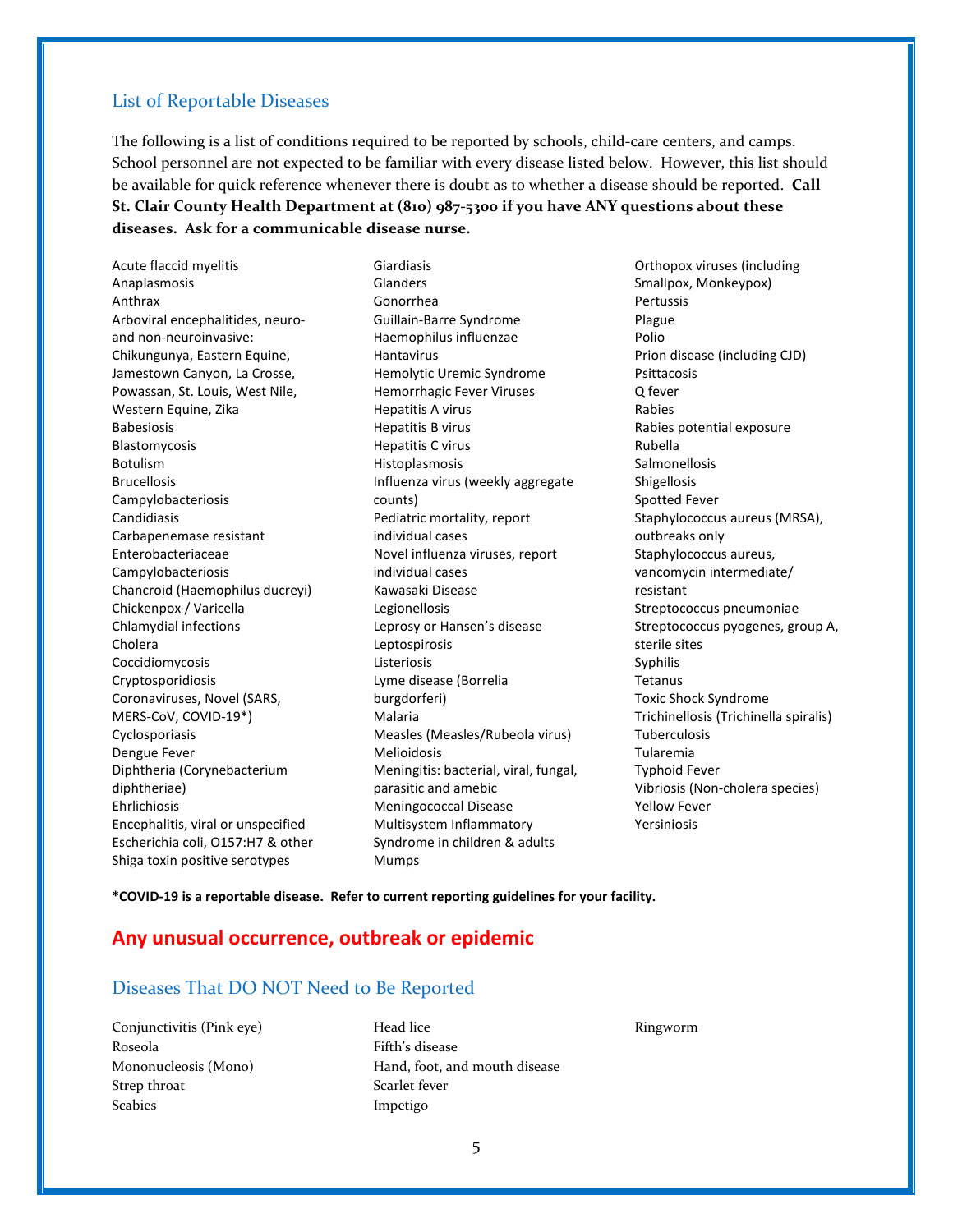## List of Reportable Diseases

The following is a list of conditions required to be reported by schools, child-care centers, and camps. School personnel are not expected to be familiar with every disease listed below. However, this list should be available for quick reference whenever there is doubt as to whether a disease should be reported. **Call St. Clair County Health Department at (810) 987-5300 if you have ANY questions about these diseases. Ask for a communicable disease nurse.**

- Acute flaccid myelitis
- Anaplasmosis
- Anthrax
- Arboviral encephalitides, neuro- and non-neuroinvasive: Chikungunya, Eastern Equine, Jamestown Canyon, La Crosse, Powassan, St. Louis, West Nile, Western Equine, Zika
- Babesiosis
- Blastomycosis
- Botulism
- Brucellosis
- Campylobacteriosis
- Candidiasis
- Carbapenemase resistant Enterobacteriaceae
- Campylobacteriosis
- Chancroid (Haemophilus ducreyi)
- Chickenpox / Varicella
- Chlamydial infections
- Cholera
- Coccidiomycosis
- Cryptosporidiosis
- Coronaviruses, Novel (SARS, MERS-CoV, COVID-19*)
- Cyclosporiasis
- Dengue Fever
- Diphtheria (Corynebacterium diphtheriae)
- Ehrlichiosis
- Encephalitis, viral or unspecified
- Escherichia coli, O157:H7 & other Shiga toxin positive serotypes
- Giardiasis
- Glanders
- Gonorrhea
- Guillain-Barre Syndrome
- Haemophilus influenzae
- Hantavirus
- Hemolytic Uremic Syndrome
- Hemorrhagic Fever Viruses
- Hepatitis A virus
- Hepatitis B virus
- Hepatitis C virus
- Histoplasmosis
- Influenza virus (weekly aggregate counts)
- Pediatric mortality, report individual cases
- Novel influenza viruses, report individual cases
- Kawasaki Disease
- Legionellosis
- Leprosy or Hansen's disease
- Leptospirosis
- Listeriosis
- Lyme disease (Borrelia burgdorferi)
- Malaria
- Measles (Measles/Rubeola virus)
- Melioidosis
- Meningitis: bacterial, viral, fungal, parasitic and amebic
- Meningococcal Disease
- Multisystem Inflammatory Syndrome in children & adults
- Mumps
- Orthopox viruses (including Smallpox, Monkeypox)
- Pertussis
- Plague
- Polio
- Prion disease (including CJD)
- Psittacosis
- Q fever
- Rabies
- Rabies potential exposure
- Rubella
- Salmonellosis
- Shigellosis
- Spotted Fever
- Staphylococcus aureus (MRSA), outbreaks only
- Staphylococcus aureus, vancomycin intermediate/ resistant
- Streptococcus pneumoniae
- Streptococcus pyogenes, group A, sterile sites
- Syphilis
- Tetanus
- Toxic Shock Syndrome
- Trichinellosis (Trichinella spiralis)
- Tuberculosis
- Tularemia
- Typhoid Fever
- Vibriosis (Non-cholera species)
- Yellow Fever
- Yersiniosis

**\*COVID-19 is a reportable disease. Refer to current reporting guidelines for your facility.**

## Any unusual occurrence, outbreak or epidemic

## Diseases That DO NOT Need to Be Reported

- Conjunctivitis (Pink eye)
- Roseola
- Mononucleosis (Mono)
- Strep throat
- Scabies
- Head lice
- Fifth's disease
- Hand, foot, and mouth disease
- Scarlet fever
- Impetigo
- Ringworm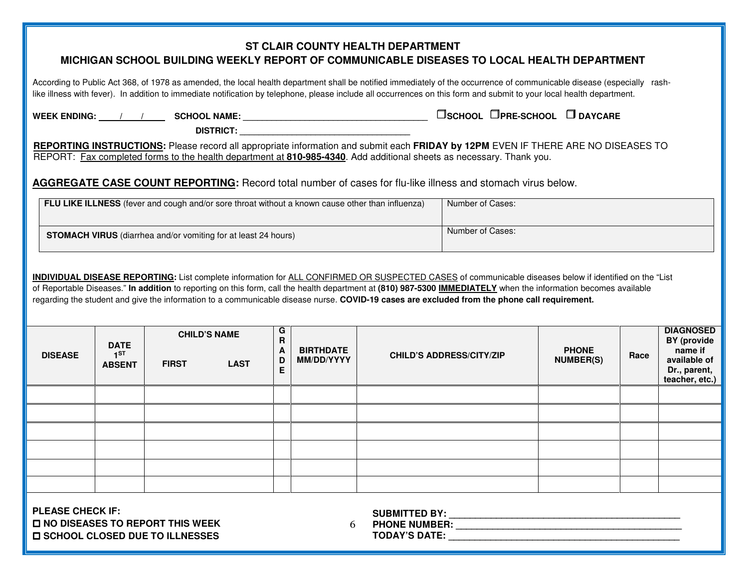# ST CLAIR COUNTY HEALTH DEPARTMENT

## MICHIGAN SCHOOL BUILDING WEEKLY REPORT OF COMMUNICABLE DISEASES TO LOCAL HEALTH DEPARTMENT

According to Public Act 368, of 1978 as amended, the local health department shall be notified immediately of the occurrence of communicable disease (especially rash-like illness with fever). In addition to immediate notification by telephone, please include all occurrences on this form and submit to your local health department.

**WEEK ENDING:** ____/____/____ **SCHOOL NAME:** ________________________________ ☐**SCHOOL** ☐**PRE-SCHOOL** ☐ **DAYCARE**

**DISTRICT:** ______________________________

**REPORTING INSTRUCTIONS:** Please record all appropriate information and submit each **FRIDAY by 12PM** EVEN IF THERE ARE NO DISEASES TO REPORT: Fax completed forms to the health department at **810-985-4340**. Add additional sheets as necessary. Thank you.

**AGGREGATE CASE COUNT REPORTING:** Record total number of cases for flu-like illness and stomach virus below.

| | |
|---|---|
| **FLU LIKE ILLNESS** (fever and cough and/or sore throat without a known cause other than influenza) | Number of Cases: |
| **STOMACH VIRUS** (diarrhea and/or vomiting for at least 24 hours) | Number of Cases: |

**INDIVIDUAL DISEASE REPORTING:** List complete information for ALL CONFIRMED OR SUSPECTED CASES of communicable diseases below if identified on the "List of Reportable Diseases." **In addition** to reporting on this form, call the health department at **(810) 987-5300 IMMEDIATELY** when the information becomes available regarding the student and give the information to a communicable disease nurse. **COVID-19 cases are excluded from the phone call requirement.**

| DISEASE | DATE 1ST ABSENT | CHILD'S NAME | | GRADE | BIRTHDATE MM/DD/YYYY | CHILD'S ADDRESS/CITY/ZIP | PHONE NUMBER(S) | Race | DIAGNOSED BY (provide name if available of Dr., parent, teacher, etc.) |
|---|---|---|---|---|---|---|---|---|---|
| | | FIRST | LAST | | | | | | |
| | | | | | | | | | |
| | | | | | | | | | |
| | | | | | | | | | |
| | | | | | | | | | |
| | | | | | | | | | |
| | | | | | | | | | |

**PLEASE CHECK IF:**

☐ **NO DISEASES TO REPORT THIS WEEK**

☐ **SCHOOL CLOSED DUE TO ILLNESSES**

**SUBMITTED BY:** ________________________________

**PHONE NUMBER:** ________________________________

**TODAY'S DATE:** ________________________________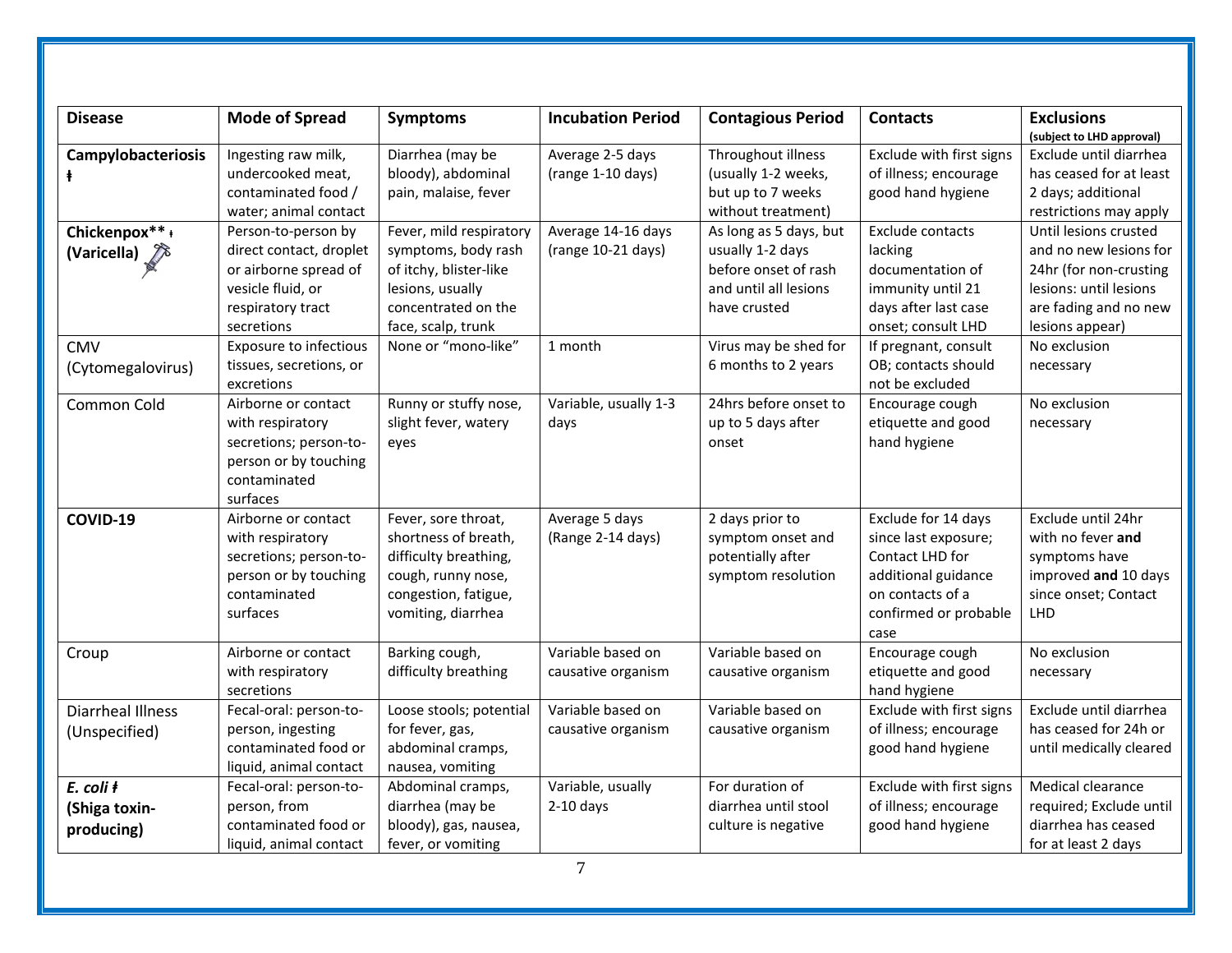| Disease | Mode of Spread | Symptoms | Incubation Period | Contagious Period | Contacts | Exclusions (subject to LHD approval) |
|---|---|---|---|---|---|---|
| **Campylobacteriosis ⱡ** | Ingesting raw milk, undercooked meat, contaminated food / water; animal contact | Diarrhea (may be bloody), abdominal pain, malaise, fever | Average 2-5 days (range 1-10 days) | Throughout illness (usually 1-2 weeks, but up to 7 weeks without treatment) | Exclude with first signs of illness; encourage good hand hygiene | Exclude until diarrhea has ceased for at least 2 days; additional restrictions may apply |
| **Chickenpox** ⱡ (Varicella)** | Person-to-person by direct contact, droplet or airborne spread of vesicle fluid, or respiratory tract secretions | Fever, mild respiratory symptoms, body rash of itchy, blister-like lesions, usually concentrated on the face, scalp, trunk | Average 14-16 days (range 10-21 days) | As long as 5 days, but usually 1-2 days before onset of rash and until all lesions have crusted | Exclude contacts lacking documentation of immunity until 21 days after last case onset; consult LHD | Until lesions crusted and no new lesions for 24hr (for non-crusting lesions: until lesions are fading and no new lesions appear) |
| CMV (Cytomegalovirus) | Exposure to infectious tissues, secretions, or excretions | None or "mono-like" | 1 month | Virus may be shed for 6 months to 2 years | If pregnant, consult OB; contacts should not be excluded | No exclusion necessary |
| Common Cold | Airborne or contact with respiratory secretions; person-to-person or by touching contaminated surfaces | Runny or stuffy nose, slight fever, watery eyes | Variable, usually 1-3 days | 24hrs before onset to up to 5 days after onset | Encourage cough etiquette and good hand hygiene | No exclusion necessary |
| **COVID-19** | Airborne or contact with respiratory secretions; person-to-person or by touching contaminated surfaces | Fever, sore throat, shortness of breath, difficulty breathing, cough, runny nose, congestion, fatigue, vomiting, diarrhea | Average 5 days (Range 2-14 days) | 2 days prior to symptom onset and potentially after symptom resolution | Exclude for 14 days since last exposure; Contact LHD for additional guidance on contacts of a confirmed or probable case | Exclude until 24hr with no fever **and** symptoms have improved **and** 10 days since onset; Contact LHD |
| Croup | Airborne or contact with respiratory secretions | Barking cough, difficulty breathing | Variable based on causative organism | Variable based on causative organism | Encourage cough etiquette and good hand hygiene | No exclusion necessary |
| Diarrheal Illness (Unspecified) | Fecal-oral: person-to-person, ingesting contaminated food or liquid, animal contact | Loose stools; potential for fever, gas, abdominal cramps, nausea, vomiting | Variable based on causative organism | Variable based on causative organism | Exclude with first signs of illness; encourage good hand hygiene | Exclude until diarrhea has ceased for 24h or until medically cleared |
| ***E. coli* ⱡ (Shiga toxin-producing)** | Fecal-oral: person-to-person, from contaminated food or liquid, animal contact | Abdominal cramps, diarrhea (may be bloody), gas, nausea, fever, or vomiting | Variable, usually 2-10 days | For duration of diarrhea until stool culture is negative | Exclude with first signs of illness; encourage good hand hygiene | Medical clearance required; Exclude until diarrhea has ceased for at least 2 days |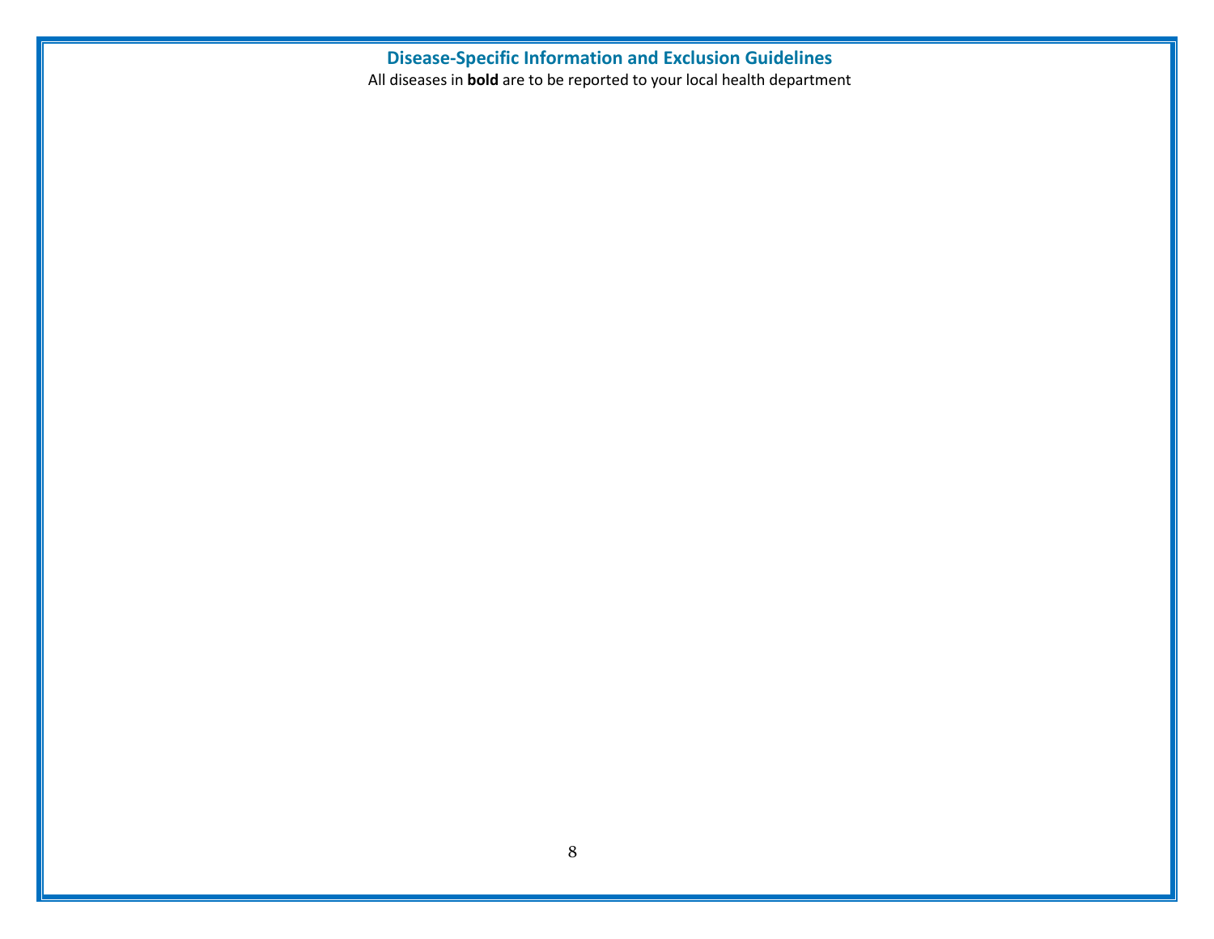## Disease-Specific Information and Exclusion Guidelines

All diseases in **bold** are to be reported to your local health department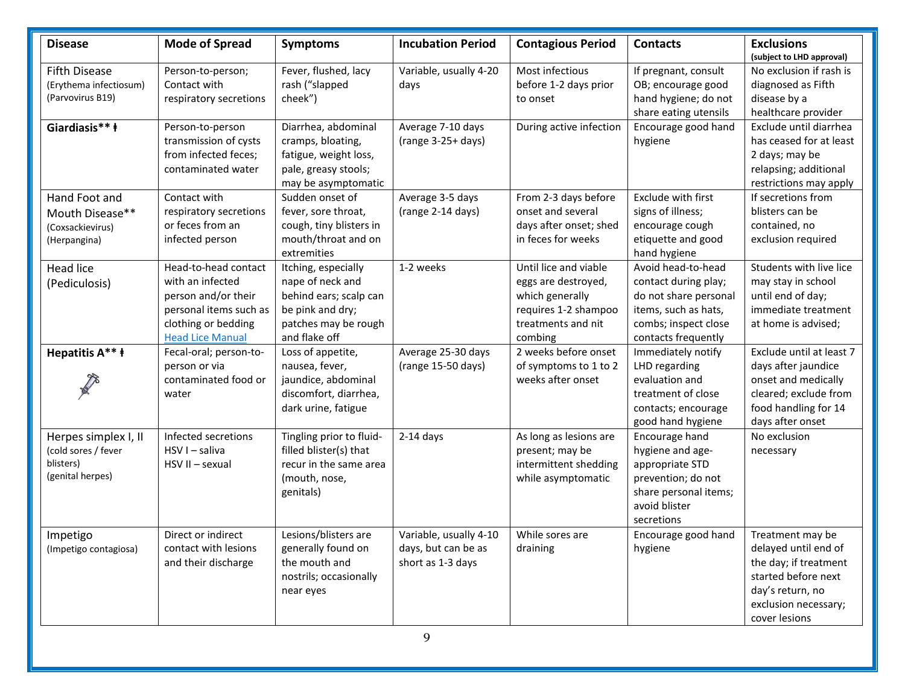| Disease | Mode of Spread | Symptoms | Incubation Period | Contagious Period | Contacts | Exclusions (subject to LHD approval) |
|---|---|---|---|---|---|---|
| Fifth Disease (Erythema infectiosum) (Parvovirus B19) | Person-to-person; Contact with respiratory secretions | Fever, flushed, lacy rash ("slapped cheek") | Variable, usually 4-20 days | Most infectious before 1-2 days prior to onset | If pregnant, consult OB; encourage good hand hygiene; do not share eating utensils | No exclusion if rash is diagnosed as Fifth disease by a healthcare provider |
| **Giardiasis** ⱡ** | Person-to-person transmission of cysts from infected feces; contaminated water | Diarrhea, abdominal cramps, bloating, fatigue, weight loss, pale, greasy stools; may be asymptomatic | Average 7-10 days (range 3-25+ days) | During active infection | Encourage good hand hygiene | Exclude until diarrhea has ceased for at least 2 days; may be relapsing; additional restrictions may apply |
| Hand Foot and Mouth Disease** (Coxsackievirus) (Herpangina) | Contact with respiratory secretions or feces from an infected person | Sudden onset of fever, sore throat, cough, tiny blisters in mouth/throat and on extremities | Average 3-5 days (range 2-14 days) | From 2-3 days before onset and several days after onset; shed in feces for weeks | Exclude with first signs of illness; encourage cough etiquette and good hand hygiene | If secretions from blisters can be contained, no exclusion required |
| Head lice (Pediculosis) | Head-to-head contact with an infected person and/or their personal items such as clothing or bedding [Head Lice Manual] | Itching, especially nape of neck and behind ears; scalp can be pink and dry; patches may be rough and flake off | 1-2 weeks | Until lice and viable eggs are destroyed, which generally requires 1-2 shampoo treatments and nit combing | Avoid head-to-head contact during play; do not share personal items, such as hats, combs; inspect close contacts frequently | Students with live lice may stay in school until end of day; immediate treatment at home is advised; |
| **Hepatitis A** ⱡ** | Fecal-oral; person-to-person or via contaminated food or water | Loss of appetite, nausea, fever, jaundice, abdominal discomfort, diarrhea, dark urine, fatigue | Average 25-30 days (range 15-50 days) | 2 weeks before onset of symptoms to 1 to 2 weeks after onset | Immediately notify LHD regarding evaluation and treatment of close contacts; encourage good hand hygiene | Exclude until at least 7 days after jaundice onset and medically cleared; exclude from food handling for 14 days after onset |
| Herpes simplex I, II (cold sores / fever blisters) (genital herpes) | Infected secretions HSV I – saliva HSV II – sexual | Tingling prior to fluid-filled blister(s) that recur in the same area (mouth, nose, genitals) | 2-14 days | As long as lesions are present; may be intermittent shedding while asymptomatic | Encourage hand hygiene and age-appropriate STD prevention; do not share personal items; avoid blister secretions | No exclusion necessary |
| Impetigo (Impetigo contagiosa) | Direct or indirect contact with lesions and their discharge | Lesions/blisters are generally found on the mouth and nostrils; occasionally near eyes | Variable, usually 4-10 days, but can be as short as 1-3 days | While sores are draining | Encourage good hand hygiene | Treatment may be delayed until end of the day; if treatment started before next day's return, no exclusion necessary; cover lesions |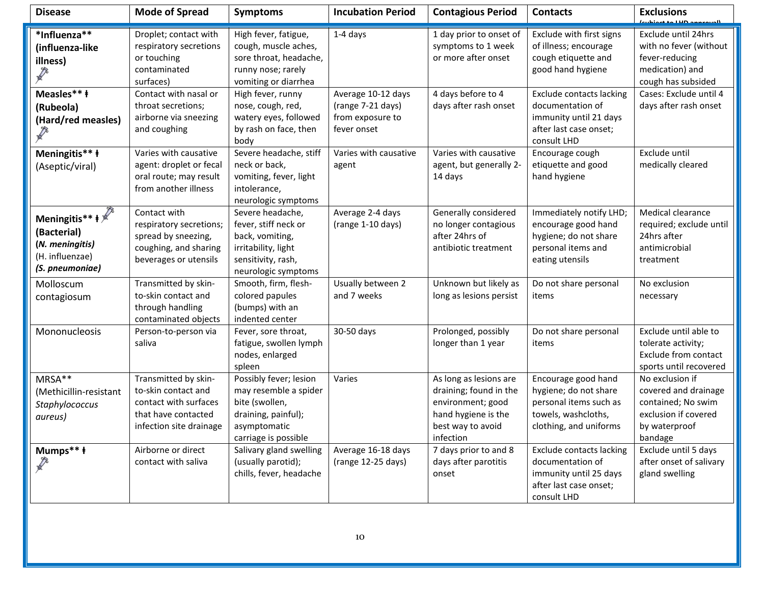| Disease | Mode of Spread | Symptoms | Incubation Period | Contagious Period | Contacts | Exclusions (subject to LHD approval) |
|---|---|---|---|---|---|---|
| ***Influenza**** **(influenza-like illness)** | Droplet; contact with respiratory secretions or touching contaminated surfaces) | High fever, fatigue, cough, muscle aches, sore throat, headache, runny nose; rarely vomiting or diarrhea | 1-4 days | 1 day prior to onset of symptoms to 1 week or more after onset | Exclude with first signs of illness; encourage cough etiquette and good hand hygiene | Exclude until 24hrs with no fever (without fever-reducing medication) and cough has subsided |
| **Measles** ƚ (Rubeola) (Hard/red measles)** | Contact with nasal or throat secretions; airborne via sneezing and coughing | High fever, runny nose, cough, red, watery eyes, followed by rash on face, then body | Average 10-12 days (range 7-21 days) from exposure to fever onset | 4 days before to 4 days after rash onset | Exclude contacts lacking documentation of immunity until 21 days after last case onset; consult LHD | Cases: Exclude until 4 days after rash onset |
| **Meningitis** ƚ** (Aseptic/viral) | Varies with causative agent: droplet or fecal oral route; may result from another illness | Severe headache, stiff neck or back, vomiting, fever, light intolerance, neurologic symptoms | Varies with causative agent | Varies with causative agent, but generally 2-14 days | Encourage cough etiquette and good hand hygiene | Exclude until medically cleared |
| **Meningitis** ƚ (Bacterial)** ***(N. meningitis)*** (H. influenzae) ***(S. pneumoniae)*** | Contact with respiratory secretions; spread by sneezing, coughing, and sharing beverages or utensils | Severe headache, fever, stiff neck or back, vomiting, irritability, light sensitivity, rash, neurologic symptoms | Average 2-4 days (range 1-10 days) | Generally considered no longer contagious after 24hrs of antibiotic treatment | Immediately notify LHD; encourage good hand hygiene; do not share personal items and eating utensils | Medical clearance required; exclude until 24hrs after antimicrobial treatment |
| Molloscum contagiosum | Transmitted by skin-to-skin contact and through handling contaminated objects | Smooth, firm, flesh-colored papules (bumps) with an indented center | Usually between 2 and 7 weeks | Unknown but likely as long as lesions persist | Do not share personal items | No exclusion necessary |
| Mononucleosis | Person-to-person via saliva | Fever, sore throat, fatigue, swollen lymph nodes, enlarged spleen | 30-50 days | Prolonged, possibly longer than 1 year | Do not share personal items | Exclude until able to tolerate activity; Exclude from contact sports until recovered |
| MRSA** (Methicillin-resistant *Staphylococcus aureus)* | Transmitted by skin-to-skin contact and contact with surfaces that have contacted infection site drainage | Possibly fever; lesion may resemble a spider bite (swollen, draining, painful); asymptomatic carriage is possible | Varies | As long as lesions are draining; found in the environment; good hand hygiene is the best way to avoid infection | Encourage good hand hygiene; do not share personal items such as towels, washcloths, clothing, and uniforms | No exclusion if covered and drainage contained; No swim exclusion if covered by waterproof bandage |
| **Mumps** ƚ** | Airborne or direct contact with saliva | Salivary gland swelling (usually parotid); chills, fever, headache | Average 16-18 days (range 12-25 days) | 7 days prior to and 8 days after parotitis onset | Exclude contacts lacking documentation of immunity until 25 days after last case onset; consult LHD | Exclude until 5 days after onset of salivary gland swelling |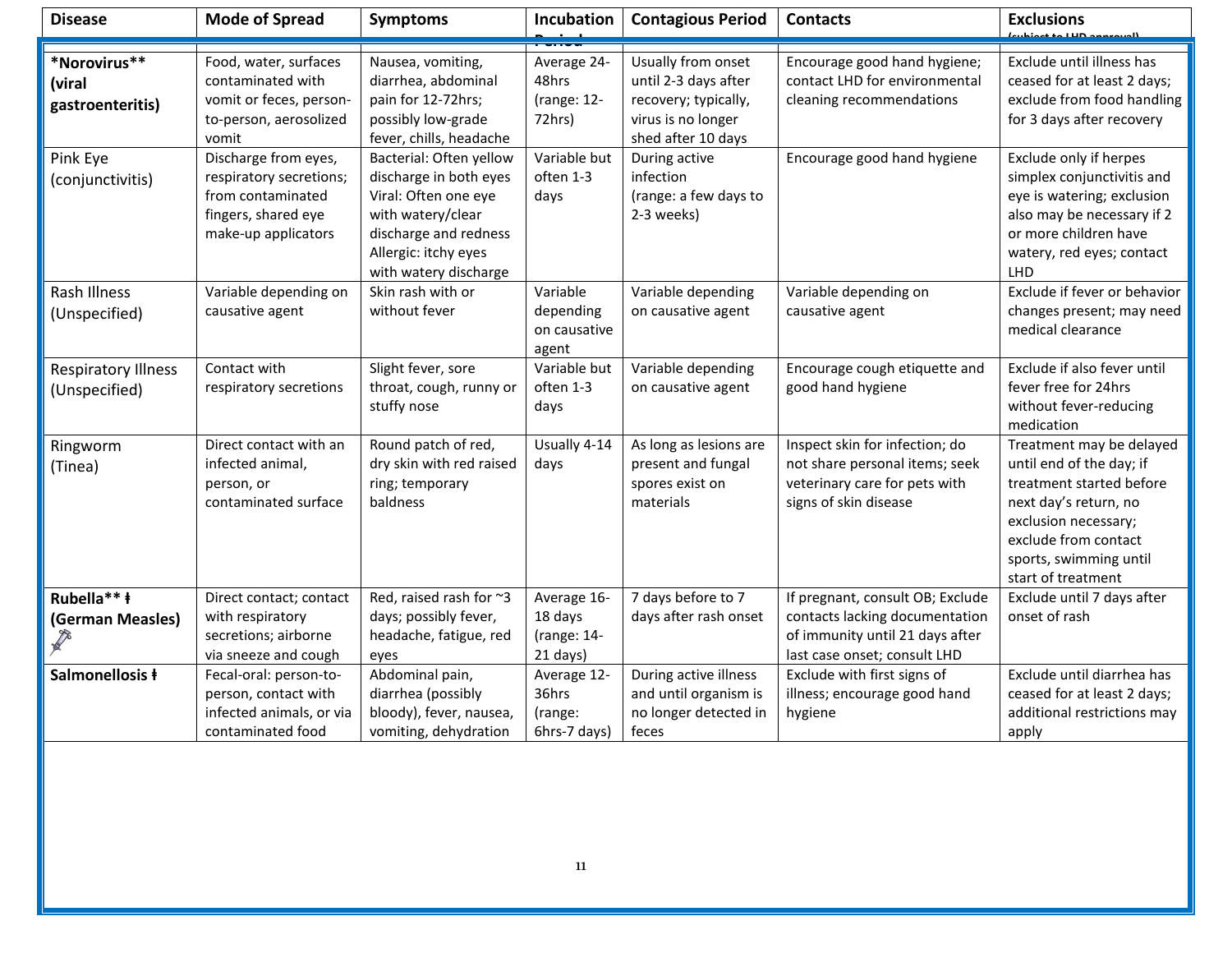| Disease | Mode of Spread | Symptoms | Incubation Period | Contagious Period | Contacts | Exclusions (subject to LHD approval) |
|---|---|---|---|---|---|---|
| ***Norovirus**** **(viral gastroenteritis)** | Food, water, surfaces contaminated with vomit or feces, person-to-person, aerosolized vomit | Nausea, vomiting, diarrhea, abdominal pain for 12-72hrs; possibly low-grade fever, chills, headache | Average 24-48hrs (range: 12-72hrs) | Usually from onset until 2-3 days after recovery; typically, virus is no longer shed after 10 days | Encourage good hand hygiene; contact LHD for environmental cleaning recommendations | Exclude until illness has ceased for at least 2 days; exclude from food handling for 3 days after recovery |
| Pink Eye (conjunctivitis) | Discharge from eyes, respiratory secretions; from contaminated fingers, shared eye make-up applicators | Bacterial: Often yellow discharge in both eyes<br>Viral: Often one eye with watery/clear discharge and redness<br>Allergic: itchy eyes with watery discharge | Variable but often 1-3 days | During active infection (range: a few days to 2-3 weeks) | Encourage good hand hygiene | Exclude only if herpes simplex conjunctivitis and eye is watering; exclusion also may be necessary if 2 or more children have watery, red eyes; contact LHD |
| Rash Illness (Unspecified) | Variable depending on causative agent | Skin rash with or without fever | Variable depending on causative agent | Variable depending on causative agent | Variable depending on causative agent | Exclude if fever or behavior changes present; may need medical clearance |
| Respiratory Illness (Unspecified) | Contact with respiratory secretions | Slight fever, sore throat, cough, runny or stuffy nose | Variable but often 1-3 days | Variable depending on causative agent | Encourage cough etiquette and good hand hygiene | Exclude if also fever until fever free for 24hrs without fever-reducing medication |
| Ringworm (Tinea) | Direct contact with an infected animal, person, or contaminated surface | Round patch of red, dry skin with red raised ring; temporary baldness | Usually 4-14 days | As long as lesions are present and fungal spores exist on materials | Inspect skin for infection; do not share personal items; seek veterinary care for pets with signs of skin disease | Treatment may be delayed until end of the day; if treatment started before next day's return, no exclusion necessary; exclude from contact sports, swimming until start of treatment |
| **Rubella** ƚ (German Measles)** | Direct contact; contact with respiratory secretions; airborne via sneeze and cough | Red, raised rash for ~3 days; possibly fever, headache, fatigue, red eyes | Average 16-18 days (range: 14-21 days) | 7 days before to 7 days after rash onset | If pregnant, consult OB; Exclude contacts lacking documentation of immunity until 21 days after last case onset; consult LHD | Exclude until 7 days after onset of rash |
| **Salmonellosis ƚ** | Fecal-oral: person-to-person, contact with infected animals, or via contaminated food | Abdominal pain, diarrhea (possibly bloody), fever, nausea, vomiting, dehydration | Average 12-36hrs (range: 6hrs-7 days) | During active illness and until organism is no longer detected in feces | Exclude with first signs of illness; encourage good hand hygiene | Exclude until diarrhea has ceased for at least 2 days; additional restrictions may apply |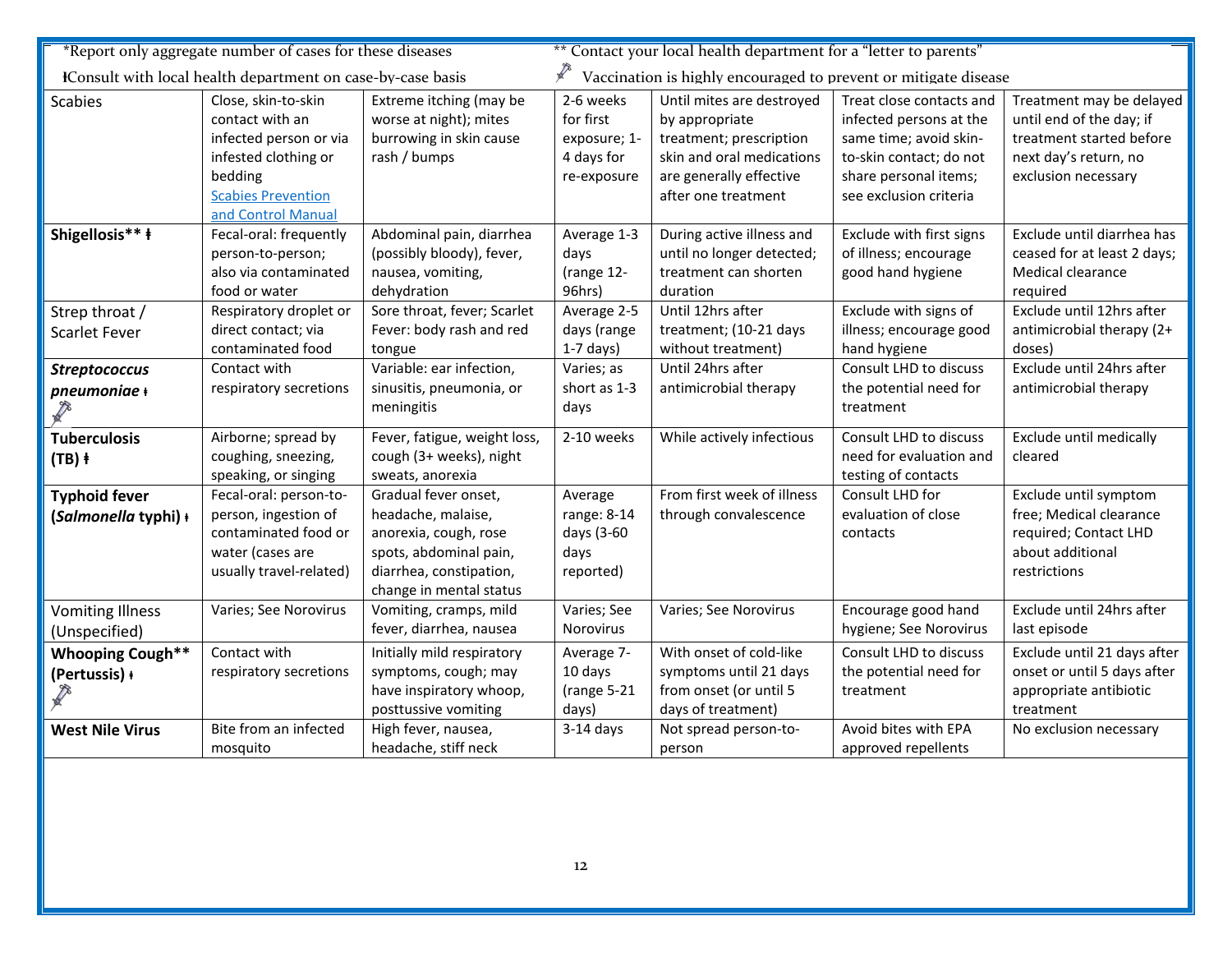*Report only aggregate number of cases for these diseases ** Contact your local health department for a "letter to parents"

ɫConsult with local health department on case-by-case basis 💉 Vaccination is highly encouraged to prevent or mitigate disease

| | | | | | | |
|---|---|---|---|---|---|---|
| Scabies | Close, skin-to-skin contact with an infected person or via infested clothing or bedding Scabies Prevention and Control Manual | Extreme itching (may be worse at night); mites burrowing in skin cause rash / bumps | 2-6 weeks for first exposure; 1-4 days for re-exposure | Until mites are destroyed by appropriate treatment; prescription skin and oral medications are generally effective after one treatment | Treat close contacts and infected persons at the same time; avoid skin-to-skin contact; do not share personal items; see exclusion criteria | Treatment may be delayed until end of the day; if treatment started before next day's return, no exclusion necessary |
| **Shigellosis** ɫ** | Fecal-oral: frequently person-to-person; also via contaminated food or water | Abdominal pain, diarrhea (possibly bloody), fever, nausea, vomiting, dehydration | Average 1-3 days (range 12-96hrs) | During active illness and until no longer detected; treatment can shorten duration | Exclude with first signs of illness; encourage good hand hygiene | Exclude until diarrhea has ceased for at least 2 days; Medical clearance required |
| Strep throat / Scarlet Fever | Respiratory droplet or direct contact; via contaminated food | Sore throat, fever; Scarlet Fever: body rash and red tongue | Average 2-5 days (range 1-7 days) | Until 12hrs after treatment; (10-21 days without treatment) | Exclude with signs of illness; encourage good hand hygiene | Exclude until 12hrs after antimicrobial therapy (2+ doses) |
| ***Streptococcus pneumoniae* ɫ** 💉 | Contact with respiratory secretions | Variable: ear infection, sinusitis, pneumonia, or meningitis | Varies; as short as 1-3 days | Until 24hrs after antimicrobial therapy | Consult LHD to discuss the potential need for treatment | Exclude until 24hrs after antimicrobial therapy |
| **Tuberculosis (TB) ɫ** | Airborne; spread by coughing, sneezing, speaking, or singing | Fever, fatigue, weight loss, cough (3+ weeks), night sweats, anorexia | 2-10 weeks | While actively infectious | Consult LHD to discuss need for evaluation and testing of contacts | Exclude until medically cleared |
| **Typhoid fever (*Salmonella* typhi) ɫ** | Fecal-oral: person-to-person, ingestion of contaminated food or water (cases are usually travel-related) | Gradual fever onset, headache, malaise, anorexia, cough, rose spots, abdominal pain, diarrhea, constipation, change in mental status | Average range: 8-14 days (3-60 days reported) | From first week of illness through convalescence | Consult LHD for evaluation of close contacts | Exclude until symptom free; Medical clearance required; Contact LHD about additional restrictions |
| Vomiting Illness (Unspecified) | Varies; See Norovirus | Vomiting, cramps, mild fever, diarrhea, nausea | Varies; See Norovirus | Varies; See Norovirus | Encourage good hand hygiene; See Norovirus | Exclude until 24hrs after last episode |
| **Whooping Cough** (Pertussis) ɫ** 💉 | Contact with respiratory secretions | Initially mild respiratory symptoms, cough; may have inspiratory whoop, posttussive vomiting | Average 7-10 days (range 5-21 days) | With onset of cold-like symptoms until 21 days from onset (or until 5 days of treatment) | Consult LHD to discuss the potential need for treatment | Exclude until 21 days after onset or until 5 days after appropriate antibiotic treatment |
| **West Nile Virus** | Bite from an infected mosquito | High fever, nausea, headache, stiff neck | 3-14 days | Not spread person-to-person | Avoid bites with EPA approved repellents | No exclusion necessary |